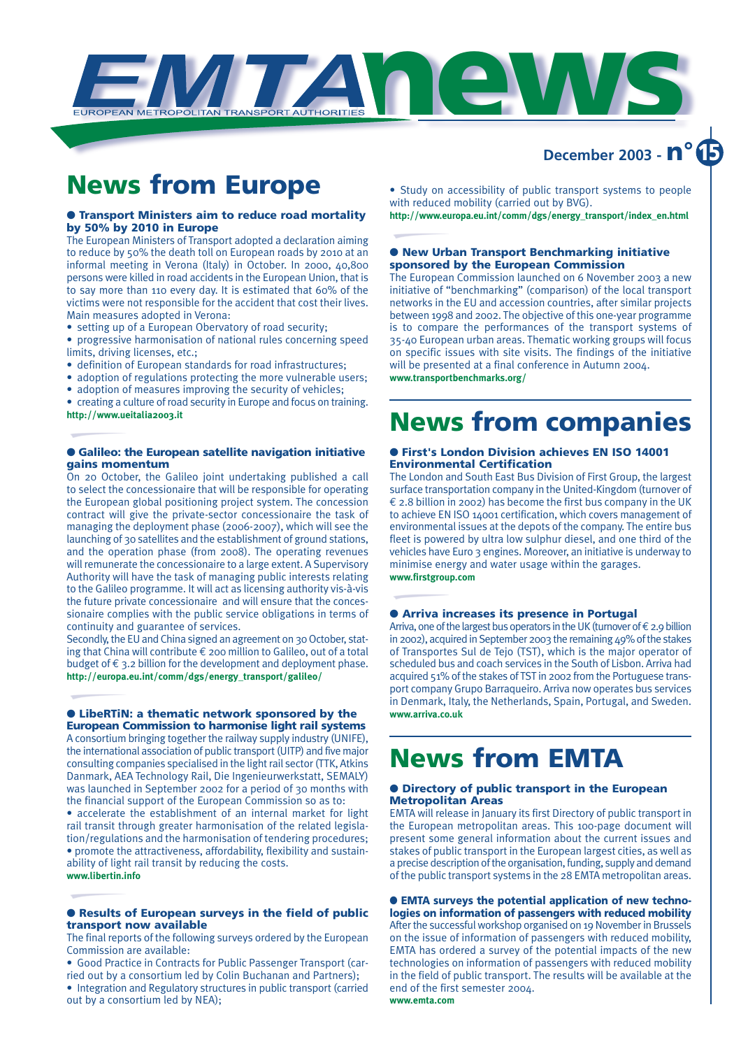# EMTA news

EUROPEAN METROPOLITAN TRANSPORT AUTHORITIES

December 2003 - n° 15

# News from Europe

## ● Transport Ministers aim to reduce road mortality by 50% by 2010 in Europe

The European Ministers of Transport adopted a declaration aiming to reduce by 50% the death toll on European roads by 2010 at an informal meeting in Verona (Italy) in October. In 2000, 40,800 persons were killed in road accidents in the European Union, that is to say more than 110 every day. It is estimated that 60% of the victims were not responsible for the accident that cost their lives. Main measures adopted in Verona:

- setting up of a European Obervatory of road security;
- progressive harmonisation of national rules concerning speed limits, driving licenses, etc.;
- definition of European standards for road infrastructures;
- adoption of regulations protecting the more vulnerable users;
- adoption of measures improving the security of vehicles;
- creating a culture of road security in Europe and focus on training.

http://www.ueitalia2003.it

## ● Galileo: the European satellite navigation initiative gains momentum

On 20 October, the Galileo joint undertaking published a call to select the concessionaire that will be responsible for operating the European global positioning project system. The concession contract will give the private-sector concessionaire the task of managing the deployment phase (2006-2007), which will see the launching of 30 satellites and the establishment of ground stations, and the operation phase (from 2008). The operating revenues will remunerate the concessionaire to a large extent. A Supervisory Authority will have the task of managing public interests relating to the Galileo programme. It will act as licensing authority vis-à-vis the future private concessionaire and will ensure that the concessionaire complies with the public service obligations in terms of continuity and guarantee of services.

Secondly, the EU and China signed an agreement on 30 October, stating that China will contribute € 200 million to Galileo, out of a total budget of € 3.2 billion for the development and deployment phase.

http://europa.eu.int/comm/dgs/energy_transport/galileo/

## ● LibeRTiN: a thematic network sponsored by the European Commission to harmonise light rail systems

A consortium bringing together the railway supply industry (UNIFE), the international association of public transport (UITP) and five major consulting companies specialised in the light rail sector (TTK, Atkins Danmark, AEA Technology Rail, Die Ingenieurwerkstatt, SEMALY) was launched in September 2002 for a period of 30 months with the financial support of the European Commission so as to:

- accelerate the establishment of an internal market for light rail transit through greater harmonisation of the related legislation/regulations and the harmonisation of tendering procedures;
- promote the attractiveness, affordability, flexibility and sustainability of light rail transit by reducing the costs.

www.libertin.info

## ● Results of European surveys in the field of public transport now available

The final reports of the following surveys ordered by the European Commission are available:

- Good Practice in Contracts for Public Passenger Transport (carried out by a consortium led by Colin Buchanan and Partners);
- Integration and Regulatory structures in public transport (carried out by a consortium led by NEA);
- Study on accessibility of public transport systems to people with reduced mobility (carried out by BVG).

http://www.europa.eu.int/comm/dgs/energy_transport/index_en.html

## ● New Urban Transport Benchmarking initiative sponsored by the European Commission

The European Commission launched on 6 November 2003 a new initiative of "benchmarking" (comparison) of the local transport networks in the EU and accession countries, after similar projects between 1998 and 2002. The objective of this one-year programme is to compare the performances of the transport systems of 35-40 European urban areas. Thematic working groups will focus on specific issues with site visits. The findings of the initiative will be presented at a final conference in Autumn 2004.

www.transportbenchmarks.org/

# News from companies

## ● First's London Division achieves EN ISO 14001 Environmental Certification

The London and South East Bus Division of First Group, the largest surface transportation company in the United-Kingdom (turnover of € 2.8 billion in 2002) has become the first bus company in the UK to achieve EN ISO 14001 certification, which covers management of environmental issues at the depots of the company. The entire bus fleet is powered by ultra low sulphur diesel, and one third of the vehicles have Euro 3 engines. Moreover, an initiative is underway to minimise energy and water usage within the garages.

www.firstgroup.com

## ● Arriva increases its presence in Portugal

Arriva, one of the largest bus operators in the UK (turnover of € 2.9 billion in 2002), acquired in September 2003 the remaining 49% of the stakes of Transportes Sul de Tejo (TST), which is the major operator of scheduled bus and coach services in the South of Lisbon. Arriva had acquired 51% of the stakes of TST in 2002 from the Portuguese transport company Grupo Barraqueiro. Arriva now operates bus services in Denmark, Italy, the Netherlands, Spain, Portugal, and Sweden.

www.arriva.co.uk

# News from EMTA

## ● Directory of public transport in the European Metropolitan Areas

EMTA will release in January its first Directory of public transport in the European metropolitan areas. This 100-page document will present some general information about the current issues and stakes of public transport in the European largest cities, as well as a precise description of the organisation, funding, supply and demand of the public transport systems in the 28 EMTA metropolitan areas.

## ● EMTA surveys the potential application of new technologies on information of passengers with reduced mobility

After the successful workshop organised on 19 November in Brussels on the issue of information of passengers with reduced mobility, EMTA has ordered a survey of the potential impacts of the new technologies on information of passengers with reduced mobility in the field of public transport. The results will be available at the end of the first semester 2004.

www.emta.com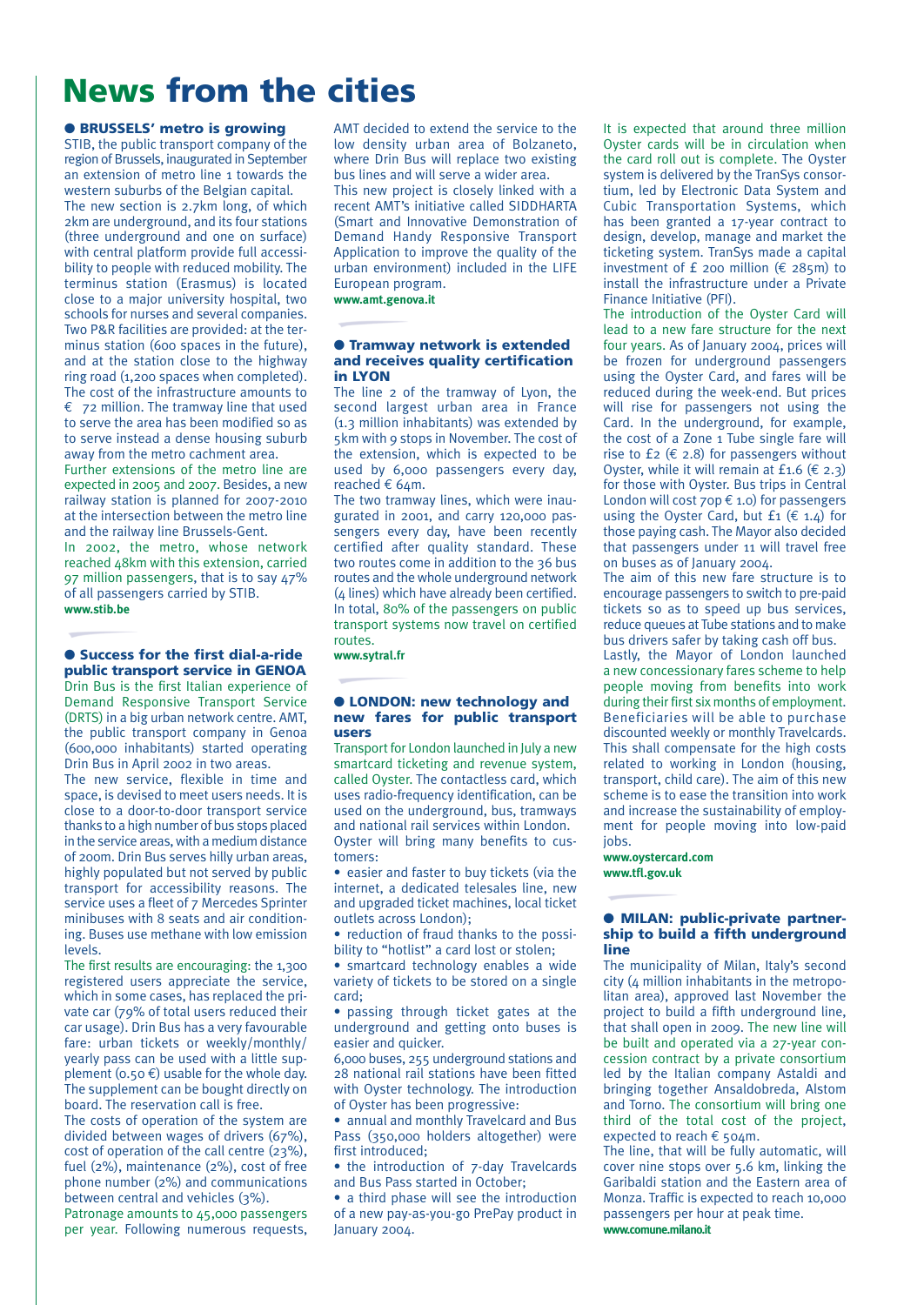# News from the cities

## ● BRUSSELS' metro is growing

STIB, the public transport company of the region of Brussels, inaugurated in September an extension of metro line 1 towards the western suburbs of the Belgian capital.

The new section is 2.7km long, of which 2km are underground, and its four stations (three underground and one on surface) with central platform provide full accessibility to people with reduced mobility. The terminus station (Erasmus) is located close to a major university hospital, two schools for nurses and several companies. Two P&R facilities are provided: at the terminus station (600 spaces in the future), and at the station close to the highway ring road (1,200 spaces when completed). The cost of the infrastructure amounts to € 72 million. The tramway line that used to serve the area has been modified so as to serve instead a dense housing suburb away from the metro cachment area.

Further extensions of the metro line are expected in 2005 and 2007. Besides, a new railway station is planned for 2007-2010 at the intersection between the metro line and the railway line Brussels-Gent.

In 2002, the metro, whose network reached 48km with this extension, carried 97 million passengers, that is to say 47% of all passengers carried by STIB.

**www.stib.be**

## ● Success for the first dial-a-ride public transport service in GENOA

Drin Bus is the first Italian experience of Demand Responsive Transport Service (DRTS) in a big urban network centre. AMT, the public transport company in Genoa (600,000 inhabitants) started operating Drin Bus in April 2002 in two areas.

The new service, flexible in time and space, is devised to meet users needs. It is close to a door-to-door transport service thanks to a high number of bus stops placed in the service areas, with a medium distance of 200m. Drin Bus serves hilly urban areas, highly populated but not served by public transport for accessibility reasons. The service uses a fleet of 7 Mercedes Sprinter minibuses with 8 seats and air conditioning. Buses use methane with low emission levels.

The first results are encouraging: the 1,300 registered users appreciate the service, which in some cases, has replaced the private car (79% of total users reduced their car usage). Drin Bus has a very favourable fare: urban tickets or weekly/monthly/yearly pass can be used with a little supplement (0.50 €) usable for the whole day. The supplement can be bought directly on board. The reservation call is free.

The costs of operation of the system are divided between wages of drivers (67%), cost of operation of the call centre (23%), fuel (2%), maintenance (2%), cost of free phone number (2%) and communications between central and vehicles (3%).

Patronage amounts to 45,000 passengers per year. Following numerous requests, AMT decided to extend the service to the low density urban area of Bolzaneto, where Drin Bus will replace two existing bus lines and will serve a wider area.

This new project is closely linked with a recent AMT's initiative called SIDDHARTA (Smart and Innovative Demonstration of Demand Handy Responsive Transport Application to improve the quality of the urban environment) included in the LIFE European program.

**www.amt.genova.it**

## ● Tramway network is extended and receives quality certification in LYON

The line 2 of the tramway of Lyon, the second largest urban area in France (1.3 million inhabitants) was extended by 5km with 9 stops in November. The cost of the extension, which is expected to be used by 6,000 passengers every day, reached € 64m.

The two tramway lines, which were inaugurated in 2001, and carry 120,000 passengers every day, have been recently certified after quality standard. These two routes come in addition to the 36 bus routes and the whole underground network (4 lines) which have already been certified. In total, 80% of the passengers on public transport systems now travel on certified routes.

**www.sytral.fr**

## ● LONDON: new technology and new fares for public transport users

Transport for London launched in July a new smartcard ticketing and revenue system, called Oyster. The contactless card, which uses radio-frequency identification, can be used on the underground, bus, tramways and national rail services within London.

Oyster will bring many benefits to customers:

- easier and faster to buy tickets (via the internet, a dedicated telesales line, new and upgraded ticket machines, local ticket outlets across London);
- reduction of fraud thanks to the possibility to "hotlist" a card lost or stolen;
- smartcard technology enables a wide variety of tickets to be stored on a single card;
- passing through ticket gates at the underground and getting onto buses is easier and quicker.

6,000 buses, 255 underground stations and 28 national rail stations have been fitted with Oyster technology. The introduction of Oyster has been progressive:

- annual and monthly Travelcard and Bus Pass (350,000 holders altogether) were first introduced;
- the introduction of 7-day Travelcards and Bus Pass started in October;
- a third phase will see the introduction of a new pay-as-you-go PrePay product in January 2004.

It is expected that around three million Oyster cards will be in circulation when the card roll out is complete. The Oyster system is delivered by the TranSys consortium, led by Electronic Data System and Cubic Transportation Systems, which has been granted a 17-year contract to design, develop, manage and market the ticketing system. TranSys made a capital investment of £ 200 million (€ 285m) to install the infrastructure under a Private Finance Initiative (PFI).

The introduction of the Oyster Card will lead to a new fare structure for the next four years. As of January 2004, prices will be frozen for underground passengers using the Oyster Card, and fares will be reduced during the week-end. But prices will rise for passengers not using the Card. In the underground, for example, the cost of a Zone 1 Tube single fare will rise to £2 (€ 2.8) for passengers without Oyster, while it will remain at £1.6 (€ 2.3) for those with Oyster. Bus trips in Central London will cost 70p € 1.0) for passengers using the Oyster Card, but £1 (€ 1.4) for those paying cash. The Mayor also decided that passengers under 11 will travel free on buses as of January 2004.

The aim of this new fare structure is to encourage passengers to switch to pre-paid tickets so as to speed up bus services, reduce queues at Tube stations and to make bus drivers safer by taking cash off bus.

Lastly, the Mayor of London launched a new concessionary fares scheme to help people moving from benefits into work during their first six months of employment. Beneficiaries will be able to purchase discounted weekly or monthly Travelcards. This shall compensate for the high costs related to working in London (housing, transport, child care). The aim of this new scheme is to ease the transition into work and increase the sustainability of employment for people moving into low-paid jobs.

**www.oystercard.com**
**www.tfl.gov.uk**

## ● MILAN: public-private partnership to build a fifth underground line

The municipality of Milan, Italy's second city (4 million inhabitants in the metropolitan area), approved last November the project to build a fifth underground line, that shall open in 2009. The new line will be built and operated via a 27-year concession contract by a private consortium led by the Italian company Astaldi and bringing together Ansaldobreda, Alstom and Torno. The consortium will bring one third of the total cost of the project, expected to reach € 504m.

The line, that will be fully automatic, will cover nine stops over 5.6 km, linking the Garibaldi station and the Eastern area of Monza. Traffic is expected to reach 10,000 passengers per hour at peak time.

**www.comune.milano.it**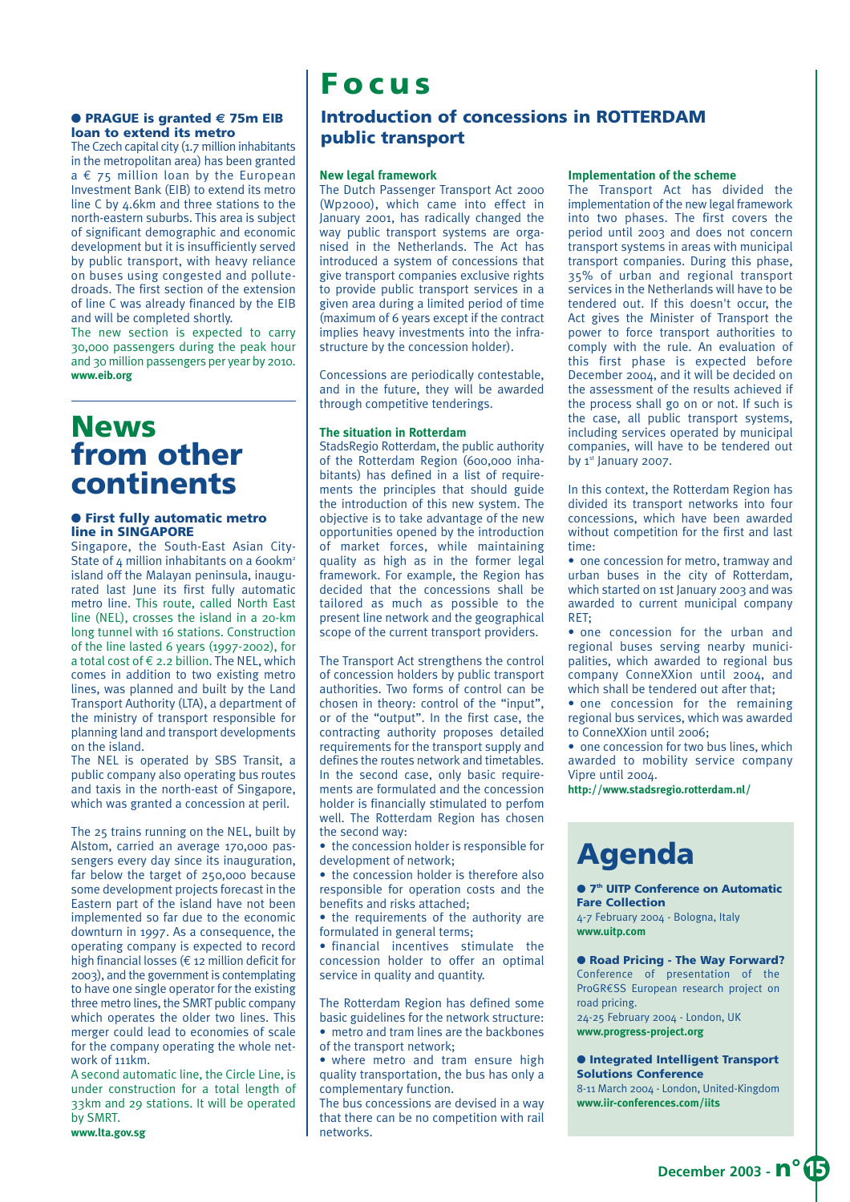● **PRAGUE is granted € 75m EIB loan to extend its metro**

The Czech capital city (1.7 million inhabitants in the metropolitan area) has been granted a € 75 million loan by the European Investment Bank (EIB) to extend its metro line C by 4.6km and three stations to the north-eastern suburbs. This area is subject of significant demographic and economic development but it is insufficiently served by public transport, with heavy reliance on buses using congested and polluted roads. The first section of the extension of line C was already financed by the EIB and will be completed shortly.

The new section is expected to carry 30,000 passengers during the peak hour and 30 million passengers per year by 2010.

**www.eib.org**

# News from other continents

● **First fully automatic metro line in SINGAPORE**

Singapore, the South-East Asian City-State of 4 million inhabitants on a 600km² island off the Malayan peninsula, inaugurated last June its first fully automatic metro line. This route, called North East line (NEL), crosses the island in a 20-km long tunnel with 16 stations. Construction of the line lasted 6 years (1997-2002), for a total cost of € 2.2 billion. The NEL, which comes in addition to two existing metro lines, was planned and built by the Land Transport Authority (LTA), a department of the ministry of transport responsible for planning land and transport developments on the island.

The NEL is operated by SBS Transit, a public company also operating bus routes and taxis in the north-east of Singapore, which was granted a concession at peril.

The 25 trains running on the NEL, built by Alstom, carried an average 170,000 passengers every day since its inauguration, far below the target of 250,000 because some development projects forecast in the Eastern part of the island have not been implemented so far due to the economic downturn in 1997. As a consequence, the operating company is expected to record high financial losses (€ 12 million deficit for 2003), and the government is contemplating to have one single operator for the existing three metro lines, the SMRT public company which operates the older two lines. This merger could lead to economies of scale for the company operating the whole network of 111km.

A second automatic line, the Circle Line, is under construction for a total length of 33km and 29 stations. It will be operated by SMRT.

**www.lta.gov.sg**

# Focus

## Introduction of concessions in ROTTERDAM public transport

### New legal framework

The Dutch Passenger Transport Act 2000 (Wp2000), which came into effect in January 2001, has radically changed the way public transport systems are organised in the Netherlands. The Act has introduced a system of concessions that give transport companies exclusive rights to provide public transport services in a given area during a limited period of time (maximum of 6 years except if the contract implies heavy investments into the infrastructure by the concession holder).

Concessions are periodically contestable, and in the future, they will be awarded through competitive tenderings.

### The situation in Rotterdam

StadsRegio Rotterdam, the public authority of the Rotterdam Region (600,000 inhabitants) has defined in a list of requirements the principles that should guide the introduction of this new system. The objective is to take advantage of the new opportunities opened by the introduction of market forces, while maintaining quality as high as in the former legal framework. For example, the Region has decided that the concessions shall be tailored as much as possible to the present line network and the geographical scope of the current transport providers.

The Transport Act strengthens the control of concession holders by public transport authorities. Two forms of control can be chosen in theory: control of the "input", or of the "output". In the first case, the contracting authority proposes detailed requirements for the transport supply and defines the routes network and timetables. In the second case, only basic requirements are formulated and the concession holder is financially stimulated to perform well. The Rotterdam Region has chosen the second way:

- the concession holder is responsible for development of network;
- the concession holder is therefore also responsible for operation costs and the benefits and risks attached;
- the requirements of the authority are formulated in general terms;
- financial incentives stimulate the concession holder to offer an optimal service in quality and quantity.

The Rotterdam Region has defined some basic guidelines for the network structure:

- metro and tram lines are the backbones of the transport network;
- where metro and tram ensure high quality transportation, the bus has only a complementary function.

The bus concessions are devised in a way that there can be no competition with rail networks.

### Implementation of the scheme

The Transport Act has divided the implementation of the new legal framework into two phases. The first covers the period until 2003 and does not concern transport systems in areas with municipal transport companies. During this phase, 35% of urban and regional transport services in the Netherlands will have to be tendered out. If this doesn't occur, the Act gives the Minister of Transport the power to force transport authorities to comply with the rule. An evaluation of this first phase is expected before December 2004, and it will be decided on the assessment of the results achieved if the process shall go on or not. If such is the case, all public transport systems, including services operated by municipal companies, will have to be tendered out by 1st January 2007.

In this context, the Rotterdam Region has divided its transport networks into four concessions, which have been awarded without competition for the first and last time:

- one concession for metro, tramway and urban buses in the city of Rotterdam, which started on 1st January 2003 and was awarded to current municipal company RET;
- one concession for the urban and regional buses serving nearby municipalities, which awarded to regional bus company ConneXXion until 2004, and which shall be tendered out after that;
- one concession for the remaining regional bus services, which was awarded to ConneXXion until 2006;
- one concession for two bus lines, which awarded to mobility service company Vipre until 2004.

**http://www.stadsregio.rotterdam.nl/**

# Agenda

● **7th UITP Conference on Automatic Fare Collection**

4-7 February 2004 - Bologna, Italy

**www.uitp.com**

● **Road Pricing - The Way Forward?**

Conference of presentation of the ProGR€SS European research project on road pricing.

24-25 February 2004 - London, UK

**www.progress-project.org**

● **Integrated Intelligent Transport Solutions Conference**

8-11 March 2004 - London, United-Kingdom

**www.iir-conferences.com/iits**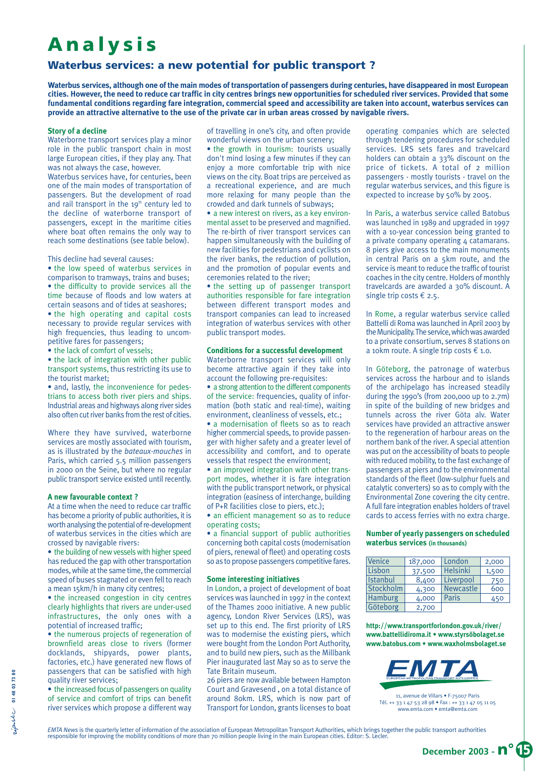# Analysis

## Waterbus services: a new potential for public transport ?

**Waterbus services, although one of the main modes of transportation of passengers during centuries, have disappeared in most European cities. However, the need to reduce car traffic in city centres brings new opportunities for scheduled river services. Provided that some fundamental conditions regarding fare integration, commercial speed and accessibility are taken into account, waterbus services can provide an attractive alternative to the use of the private car in urban areas crossed by navigable rivers.**

### Story of a decline

Waterborne transport services play a minor role in the public transport chain in most large European cities, if they play any. That was not always the case, however.

Waterbus services have, for centuries, been one of the main modes of transportation of passengers. But the development of road and rail transport in the 19th century led to the decline of waterborne transport of passengers, except in the maritime cities where boat often remains the only way to reach some destinations (see table below).

This decline had several causes:

- the low speed of waterbus services in comparison to tramways, trains and buses;
- the difficulty to provide services all the time because of floods and low waters at certain seasons and of tides at seashores;
- the high operating and capital costs necessary to provide regular services with high frequencies, thus leading to uncompetitive fares for passengers;
- the lack of comfort of vessels;
- the lack of integration with other public transport systems, thus restricting its use to the tourist market;
- and, lastly, the inconvenience for pedestrians to access both river piers and ships. Industrial areas and highways along river sides also often cut river banks from the rest of cities.

Where they have survived, waterborne services are mostly associated with tourism, as is illustrated by the *bateaux-mouches* in Paris, which carried 5.5 million passengers in 2000 on the Seine, but where no regular public transport service existed until recently.

### A new favourable context ?

At a time when the need to reduce car traffic has become a priority of public authorities, it is worth analysing the potential of re-development of waterbus services in the cities which are crossed by navigable rivers:

- the building of new vessels with higher speed has reduced the gap with other transportation modes, while at the same time, the commercial speed of buses stagnated or even fell to reach a mean 15km/h in many city centres;
- the increased congestion in city centres clearly highlights that rivers are under-used infrastructures, the only ones with a potential of increased traffic;
- the numerous projects of regeneration of brownfield areas close to rivers (former docklands, shipyards, power plants, factories, etc.) have generated new flows of passengers that can be satisfied with high quality river services;
- the increased focus of passengers on quality of service and comfort of trips can benefit river services which propose a different way of travelling in one's city, and often provide wonderful views on the urban scenery;
- the growth in tourism: tourists usually don't mind losing a few minutes if they can enjoy a more comfortable trip with nice views on the city. Boat trips are perceived as a recreational experience, and are much more relaxing for many people than the crowded and dark tunnels of subways;
- a new interest on rivers, as a key environmental asset to be preserved and magnified. The re-birth of river transport services can happen simultaneously with the building of new facilities for pedestrians and cyclists on the river banks, the reduction of pollution, and the promotion of popular events and ceremonies related to the river;
- the setting up of passenger transport authorities responsible for fare integration between different transport modes and transport companies can lead to increased integration of waterbus services with other public transport modes.

### Conditions for a successful development

Waterborne transport services will only become attractive again if they take into account the following pre-requisites:

- a strong attention to the different components of the service: frequencies, quality of information (both static and real-time), waiting environment, cleanliness of vessels, etc.;
- a modernisation of fleets so as to reach higher commercial speeds, to provide passenger with higher safety and a greater level of accessibility and comfort, and to operate vessels that respect the environment;
- an improved integration with other transport modes, whether it is fare integration with the public transport network, or physical integration (easiness of interchange, building of P+R facilities close to piers, etc.);
- an efficient management so as to reduce operating costs;
- a financial support of public authorities concerning both capital costs (modernisation of piers, renewal of fleet) and operating costs so as to propose passengers competitive fares.

### Some interesting initiatives

In London, a project of development of boat services was launched in 1997 in the context of the Thames 2000 initiative. A new public agency, London River Services (LRS), was set up to this end. The first priority of LRS was to modernise the existing piers, which were bought from the London Port Authority, and to build new piers, such as the Millbank Pier inaugurated last May so as to serve the Tate Britain museum.

26 piers are now available between Hampton Court and Gravesend , on a total distance of around 80km. LRS, which is now part of Transport for London, grants licenses to boat operating companies which are selected through tendering procedures for scheduled services. LRS sets fares and travelcard holders can obtain a 33% discount on the price of tickets. A total of 2 million passengers - mostly tourists - travel on the regular waterbus services, and this figure is expected to increase by 50% by 2005.

In Paris, a waterbus service called Batobus was launched in 1989 and upgraded in 1997 with a 10-year concession being granted to a private company operating 4 catamarans. 8 piers give access to the main monuments in central Paris on a 5km route, and the service is meant to reduce the traffic of tourist coaches in the city centre. Holders of monthly travelcards are awarded a 30% discount. A single trip costs € 2.5.

In Rome, a regular waterbus service called Battelli di Roma was launched in April 2003 by the Municipality. The service, which was awarded to a private consortium, serves 8 stations on a 10km route. A single trip costs € 1.0.

In Göteborg, the patronage of waterbus services across the harbour and to islands of the archipelago has increased steadily during the 1990's (from 200,000 up to 2.7m) in spite of the building of new bridges and tunnels across the river Göta alv. Water services have provided an attractive answer to the regeneration of harbour areas on the northern bank of the river. A special attention was put on the accessibility of boats to people with reduced mobility, to the fast exchange of passengers at piers and to the environmental standards of the fleet (low-sulphur fuels and catalytic converters) so as to comply with the Environmental Zone covering the city centre. A full fare integration enables holders of travel cards to access ferries with no extra charge.

**Number of yearly passengers on scheduled waterbus services (in thousands)**

| | | | |
|---|---|---|---|
| Venice | 187,000 | London | 2,000 |
| Lisbon | 37,500 | Helsinki | 1,500 |
| Istanbul | 8,400 | Liverpool | 750 |
| Stockholm | 4,300 | Newcastle | 600 |
| Hamburg | 4,000 | Paris | 450 |
| Göteborg | 2,700 | | |

**http://www.transportforlondon.gov.uk/river/**
**www.battellidiroma.it • www.styrsöbolaget.se**
**www.batobus.com • www.waxholmsbolaget.se**

EMTA – European Metropolitan Transport Authorities

11, avenue de Villars • F-75007 Paris
Tél. ++ 33 1 47 53 28 98 • Fax : ++ 33 1 47 05 11 05
www.emta.com • emta@emta.com

*EMTA News* is the quarterly letter of information of the association of European Metropolitan Transport Authorities, which brings together the public transport authorities responsible for improving the mobility conditions of more than 70 million people living in the main European cities. Editor: S. Lecler.

December 2003 - n° 15